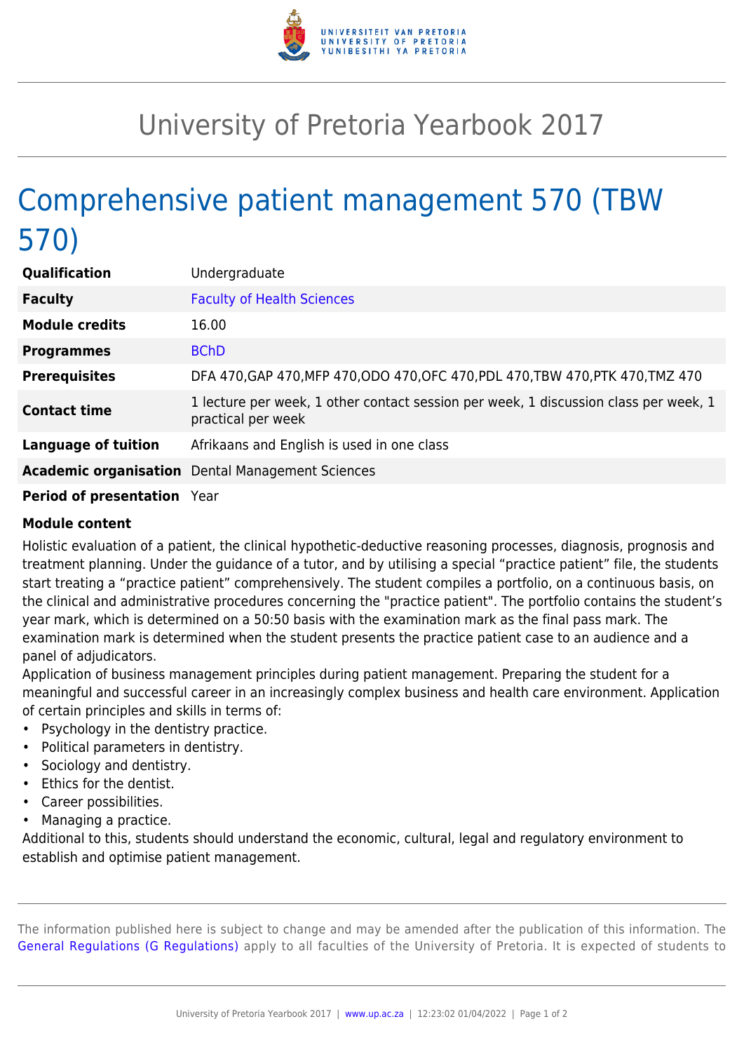# University of Pretoria Yearbook 2017

## Comprehensive patient management 570 (TBW 570)

| | |
|---|---|
| **Qualification** | Undergraduate |
| **Faculty** | Faculty of Health Sciences |
| **Module credits** | 16.00 |
| **Programmes** | BChD |
| **Prerequisites** | DFA 470,GAP 470,MFP 470,ODO 470,OFC 470,PDL 470,TBW 470,PTK 470,TMZ 470 |
| **Contact time** | 1 lecture per week, 1 other contact session per week, 1 discussion class per week, 1 practical per week |
| **Language of tuition** | Afrikaans and English is used in one class |
| **Academic organisation** | Dental Management Sciences |
| **Period of presentation** | Year |

**Module content**

Holistic evaluation of a patient, the clinical hypothetic-deductive reasoning processes, diagnosis, prognosis and treatment planning. Under the guidance of a tutor, and by utilising a special "practice patient" file, the students start treating a "practice patient" comprehensively. The student compiles a portfolio, on a continuous basis, on the clinical and administrative procedures concerning the "practice patient". The portfolio contains the student's year mark, which is determined on a 50:50 basis with the examination mark as the final pass mark. The examination mark is determined when the student presents the practice patient case to an audience and a panel of adjudicators.

Application of business management principles during patient management. Preparing the student for a meaningful and successful career in an increasingly complex business and health care environment. Application of certain principles and skills in terms of:

- Psychology in the dentistry practice.
- Political parameters in dentistry.
- Sociology and dentistry.
- Ethics for the dentist.
- Career possibilities.
- Managing a practice.

Additional to this, students should understand the economic, cultural, legal and regulatory environment to establish and optimise patient management.

The information published here is subject to change and may be amended after the publication of this information. The General Regulations (G Regulations) apply to all faculties of the University of Pretoria. It is expected of students to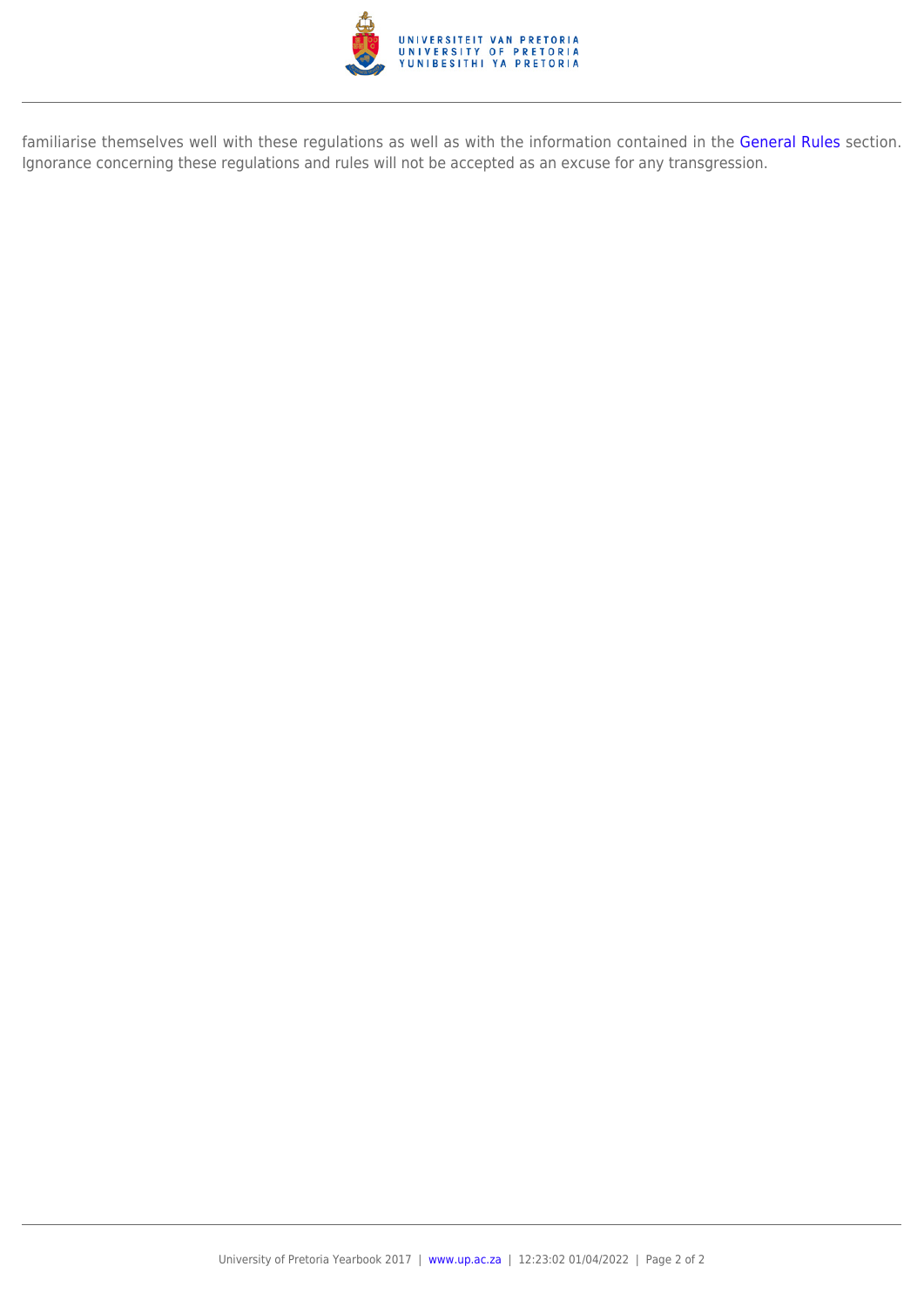familiarise themselves well with these regulations as well as with the information contained in the General Rules section. Ignorance concerning these regulations and rules will not be accepted as an excuse for any transgression.